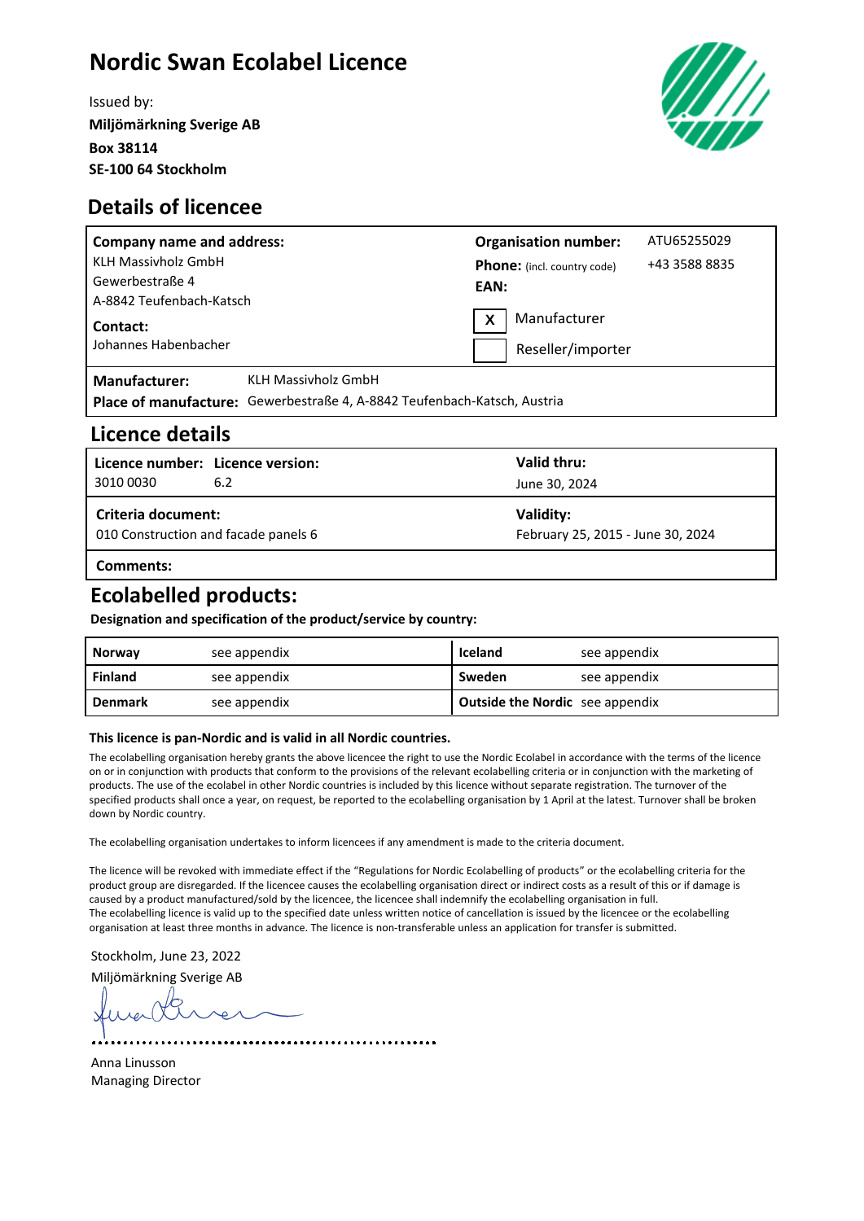# Nordic Swan Ecolabel Licence

Issued by:
**Miljömärkning Sverige AB**
**Box 38114**
**SE-100 64 Stockholm**

## Details of licencee

| **Company name and address:** | **Organisation number:** | ATU65255029 |
|---|---|---|
| KLH Massivholz GmbH<br>Gewerbestraße 4<br>A-8842 Teufenbach-Katsch | **Phone:** (incl. country code) | +43 3588 8835 |
| | **EAN:** | |
| **Contact:**<br>Johannes Habenbacher | [X] Manufacturer<br>[ ] Reseller/importer | |

**Manufacturer:** KLH Massivholz GmbH
**Place of manufacture:** Gewerbestraße 4, A-8842 Teufenbach-Katsch, Austria

## Licence details

| **Licence number:** | **Licence version:** | **Valid thru:** |
|---|---|---|
| 3010 0030 | 6.2 | June 30, 2024 |
| **Criteria document:** | | **Validity:** |
| 010 Construction and facade panels 6 | | February 25, 2015 - June 30, 2024 |

**Comments:**

## Ecolabelled products:

**Designation and specification of the product/service by country:**

| | | | |
|---|---|---|---|
| **Norway** | see appendix | **Iceland** | see appendix |
| **Finland** | see appendix | **Sweden** | see appendix |
| **Denmark** | see appendix | **Outside the Nordic** | see appendix |

**This licence is pan-Nordic and is valid in all Nordic countries.**

The ecolabelling organisation hereby grants the above licencee the right to use the Nordic Ecolabel in accordance with the terms of the licence on or in conjunction with products that conform to the provisions of the relevant ecolabelling criteria or in conjunction with the marketing of products. The use of the ecolabel in other Nordic countries is included by this licence without separate registration. The turnover of the specified products shall once a year, on request, be reported to the ecolabelling organisation by 1 April at the latest. Turnover shall be broken down by Nordic country.

The ecolabelling organisation undertakes to inform licencees if any amendment is made to the criteria document.

The licence will be revoked with immediate effect if the "Regulations for Nordic Ecolabelling of products" or the ecolabelling criteria for the product group are disregarded. If the licencee causes the ecolabelling organisation direct or indirect costs as a result of this or if damage is caused by a product manufactured/sold by the licencee, the licencee shall indemnify the ecolabelling organisation in full.
The ecolabelling licence is valid up to the specified date unless written notice of cancellation is issued by the licencee or the ecolabelling organisation at least three months in advance. The licence is non-transferable unless an application for transfer is submitted.

Stockholm, June 23, 2022
Miljömärkning Sverige AB

Anna Linusson
Managing Director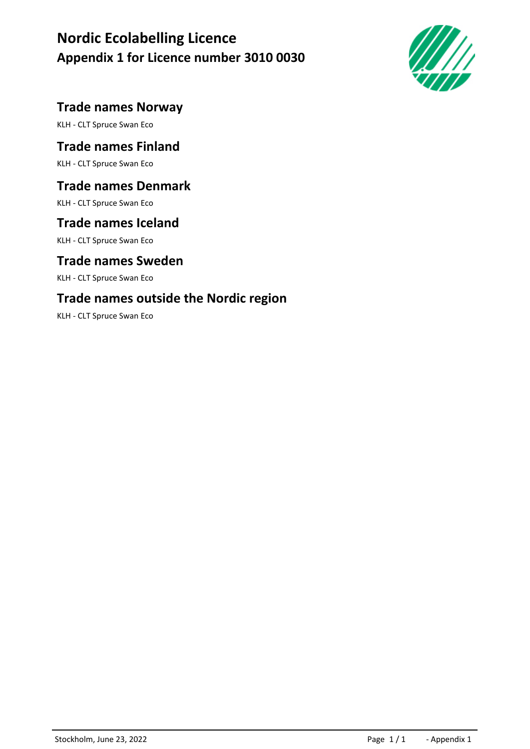# Nordic Ecolabelling Licence

## Appendix 1 for Licence number 3010 0030

### Trade names Norway

KLH - CLT Spruce Swan Eco

### Trade names Finland

KLH - CLT Spruce Swan Eco

### Trade names Denmark

KLH - CLT Spruce Swan Eco

### Trade names Iceland

KLH - CLT Spruce Swan Eco

### Trade names Sweden

KLH - CLT Spruce Swan Eco

### Trade names outside the Nordic region

KLH - CLT Spruce Swan Eco

Stockholm, June 23, 2022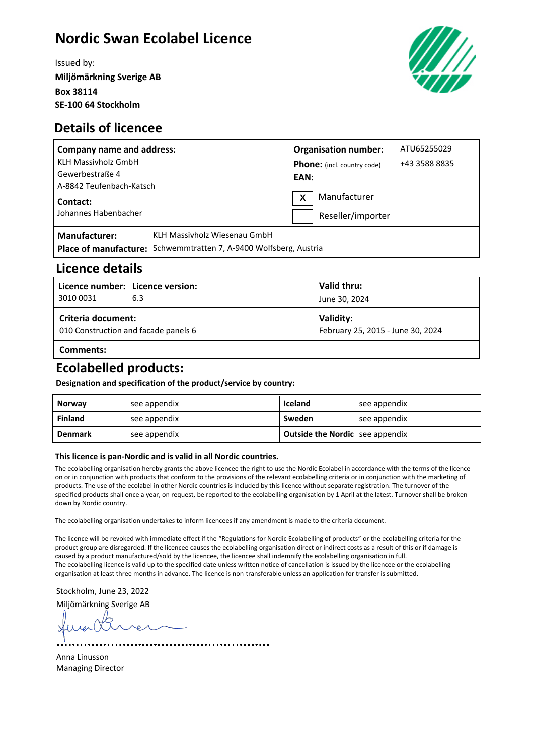# Nordic Swan Ecolabel Licence

Issued by:
**Miljömärkning Sverige AB**
**Box 38114**
**SE-100 64 Stockholm**

## Details of licencee

| | |
|---|---|
| **Company name and address:**<br>KLH Massivholz GmbH<br>Gewerbestraße 4<br>A-8842 Teufenbach-Katsch | **Organisation number:** ATU65255029<br>**Phone:** (incl. country code) +43 3588 8835<br>**EAN:** |
| **Contact:**<br>Johannes Habenbacher | [X] Manufacturer<br>[ ] Reseller/importer |

**Manufacturer:** KLH Massivholz Wiesenau GmbH
**Place of manufacture:** Schwemmtratten 7, A-9400 Wolfsberg, Austria

## Licence details

| **Licence number:** | **Licence version:** | **Valid thru:** |
|---|---|---|
| 3010 0031 | 6.3 | June 30, 2024 |
| **Criteria document:** | | **Validity:** |
| 010 Construction and facade panels 6 | | February 25, 2015 - June 30, 2024 |

**Comments:**

## Ecolabelled products:

**Designation and specification of the product/service by country:**

| | | | |
|---|---|---|---|
| **Norway** | see appendix | **Iceland** | see appendix |
| **Finland** | see appendix | **Sweden** | see appendix |
| **Denmark** | see appendix | **Outside the Nordic** | see appendix |

**This licence is pan-Nordic and is valid in all Nordic countries.**

The ecolabelling organisation hereby grants the above licence the right to use the Nordic Ecolabel in accordance with the terms of the licence on or in conjunction with products that conform to the provisions of the relevant ecolabelling criteria or in conjunction with the marketing of products. The use of the ecolabel in other Nordic countries is included by this licence without separate registration. The turnover of the specified products shall once a year, on request, be reported to the ecolabelling organisation by 1 April at the latest. Turnover shall be broken down by Nordic country.

The ecolabelling organisation undertakes to inform licencees if any amendment is made to the criteria document.

The licence will be revoked with immediate effect if the "Regulations for Nordic Ecolabelling of products" or the ecolabelling criteria for the product group are disregarded. If the licencee causes the ecolabelling organisation direct or indirect costs as a result of this or if damage is caused by a product manufactured/sold by the licencee, the licencee shall indemnify the ecolabelling organisation in full.
The ecolabelling licence is valid up to the specified date unless written notice of cancellation is issued by the licencee or the ecolabelling organisation at least three months in advance. The licence is non-transferable unless an application for transfer is submitted.

Stockholm, June 23, 2022
Miljömärkning Sverige AB

Anna Linusson
Managing Director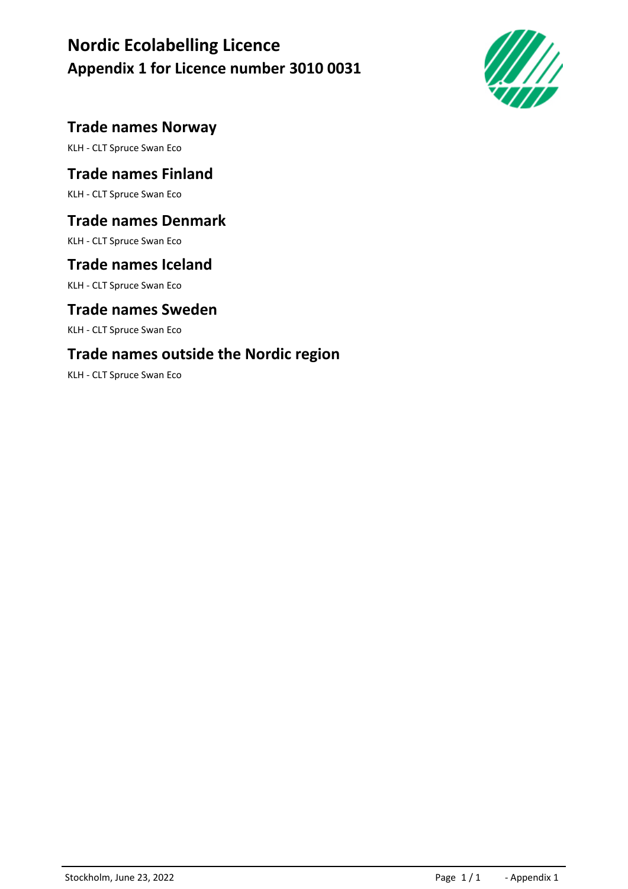# Nordic Ecolabelling Licence
## Appendix 1 for Licence number 3010 0031

### Trade names Norway

KLH - CLT Spruce Swan Eco

### Trade names Finland

KLH - CLT Spruce Swan Eco

### Trade names Denmark

KLH - CLT Spruce Swan Eco

### Trade names Iceland

KLH - CLT Spruce Swan Eco

### Trade names Sweden

KLH - CLT Spruce Swan Eco

### Trade names outside the Nordic region

KLH - CLT Spruce Swan Eco

Stockholm, June 23, 2022